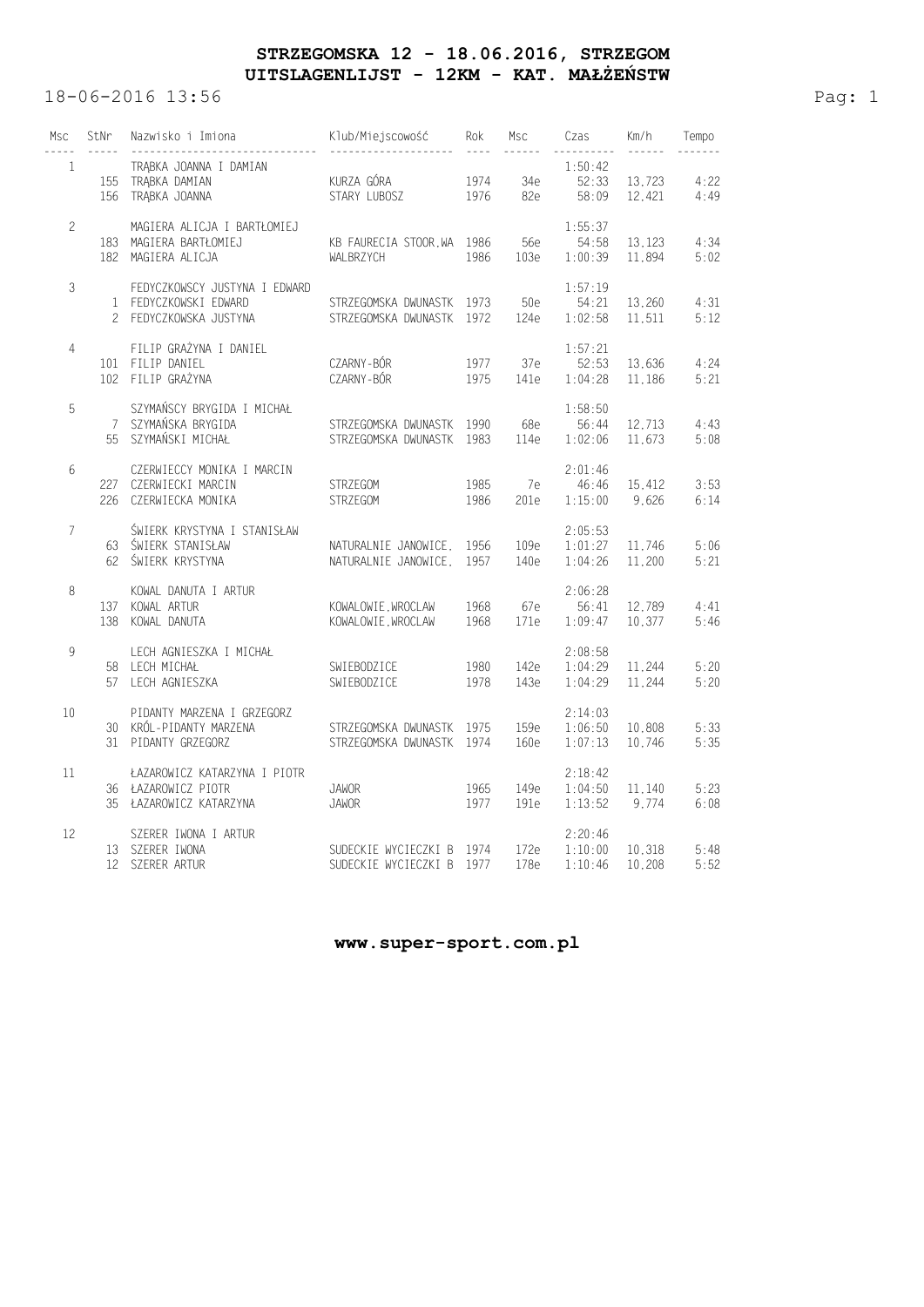# STRZEGOMSKA 12 - 18.06.2016, STRZEGOM
## UITSLAGENLIJST - 12KM - KAT. MAŁŻEŃSTW

18-06-2016 13:56

| Msc | StNr | Nazwisko i Imiona | Klub/Miejscowość | Rok | Msc | Czas | Km/h | Tempo |
|---|---|---|---|---|---|---|---|---|
| 1 | | TRĄBKA JOANNA I DAMIAN | | | | 1:50:42 | | |
| | 155 | TRĄBKA DAMIAN | KURZA GÓRA | 1974 | 34e | 52:33 | 13,723 | 4:22 |
| | 156 | TRĄBKA JOANNA | STARY LUBOSZ | 1976 | 82e | 58:09 | 12,421 | 4:49 |
| 2 | | MAGIERA ALICJA I BARTŁOMIEJ | | | | 1:55:37 | | |
| | 183 | MAGIERA BARTŁOMIEJ | KB FAURECIA STOOR.WA | 1986 | 56e | 54:58 | 13,123 | 4:34 |
| | 182 | MAGIERA ALICJA | WALBRZYCH | 1986 | 103e | 1:00:39 | 11,894 | 5:02 |
| 3 | | FEDYCZKOWSCY JUSTYNA I EDWARD | | | | 1:57:19 | | |
| | 1 | FEDYCZKOWSKI EDWARD | STRZEGOMSKA DWUNASTK | 1973 | 50e | 54:21 | 13,260 | 4:31 |
| | 2 | FEDYCZKOWSKA JUSTYNA | STRZEGOMSKA DWUNASTK | 1972 | 124e | 1:02:58 | 11,511 | 5:12 |
| 4 | | FILIP GRAŻYNA I DANIEL | | | | 1:57:21 | | |
| | 101 | FILIP DANIEL | CZARNY-BÓR | 1977 | 37e | 52:53 | 13,636 | 4:24 |
| | 102 | FILIP GRAŻYNA | CZARNY-BÓR | 1975 | 141e | 1:04:28 | 11,186 | 5:21 |
| 5 | | SZYMAŃSCY BRYGIDA I MICHAŁ | | | | 1:58:50 | | |
| | 7 | SZYMAŃSKA BRYGIDA | STRZEGOMSKA DWUNASTK | 1990 | 68e | 56:44 | 12,713 | 4:43 |
| | 55 | SZYMAŃSKI MICHAŁ | STRZEGOMSKA DWUNASTK | 1983 | 114e | 1:02:06 | 11,673 | 5:08 |
| 6 | | CZERWIECCY MONIKA I MARCIN | | | | 2:01:46 | | |
| | 227 | CZERWIECKI MARCIN | STRZEGOM | 1985 | 7e | 46:46 | 15,412 | 3:53 |
| | 226 | CZERWIECKA MONIKA | STRZEGOM | 1986 | 201e | 1:15:00 | 9,626 | 6:14 |
| 7 | | ŚWIERK KRYSTYNA I STANISŁAW | | | | 2:05:53 | | |
| | 63 | ŚWIERK STANISŁAW | NATURALNIE JANOWICE. | 1956 | 109e | 1:01:27 | 11,746 | 5:06 |
| | 62 | ŚWIERK KRYSTYNA | NATURALNIE JANOWICE. | 1957 | 140e | 1:04:26 | 11,200 | 5:21 |
| 8 | | KOWAL DANUTA I ARTUR | | | | 2:06:28 | | |
| | 137 | KOWAL ARTUR | KOWALOWIE.WROCLAW | 1968 | 67e | 56:41 | 12,789 | 4:41 |
| | 138 | KOWAL DANUTA | KOWALOWIE.WROCLAW | 1968 | 171e | 1:09:47 | 10,377 | 5:46 |
| 9 | | LECH AGNIESZKA I MICHAŁ | | | | 2:08:58 | | |
| | 58 | LECH MICHAŁ | SWIEBODZICE | 1980 | 142e | 1:04:29 | 11,244 | 5:20 |
| | 57 | LECH AGNIESZKA | SWIEBODZICE | 1978 | 143e | 1:04:29 | 11,244 | 5:20 |
| 10 | | PIDANTY MARZENA I GRZEGORZ | | | | 2:14:03 | | |
| | 30 | KRÓL-PIDANTY MARZENA | STRZEGOMSKA DWUNASTK | 1975 | 159e | 1:06:50 | 10,808 | 5:33 |
| | 31 | PIDANTY GRZEGORZ | STRZEGOMSKA DWUNASTK | 1974 | 160e | 1:07:13 | 10,746 | 5:35 |
| 11 | | ŁAZAROWICZ KATARZYNA I PIOTR | | | | 2:18:42 | | |
| | 36 | ŁAZAROWICZ PIOTR | JAWOR | 1965 | 149e | 1:04:50 | 11,140 | 5:23 |
| | 35 | ŁAZAROWICZ KATARZYNA | JAWOR | 1977 | 191e | 1:13:52 | 9,774 | 6:08 |
| 12 | | SZERER IWONA I ARTUR | | | | 2:20:46 | | |
| | 13 | SZERER IWONA | SUDECKIE WYCIECZKI B | 1974 | 172e | 1:10:00 | 10,318 | 5:48 |
| | 12 | SZERER ARTUR | SUDECKIE WYCIECZKI B | 1977 | 178e | 1:10:46 | 10,208 | 5:52 |

**www.super-sport.com.pl**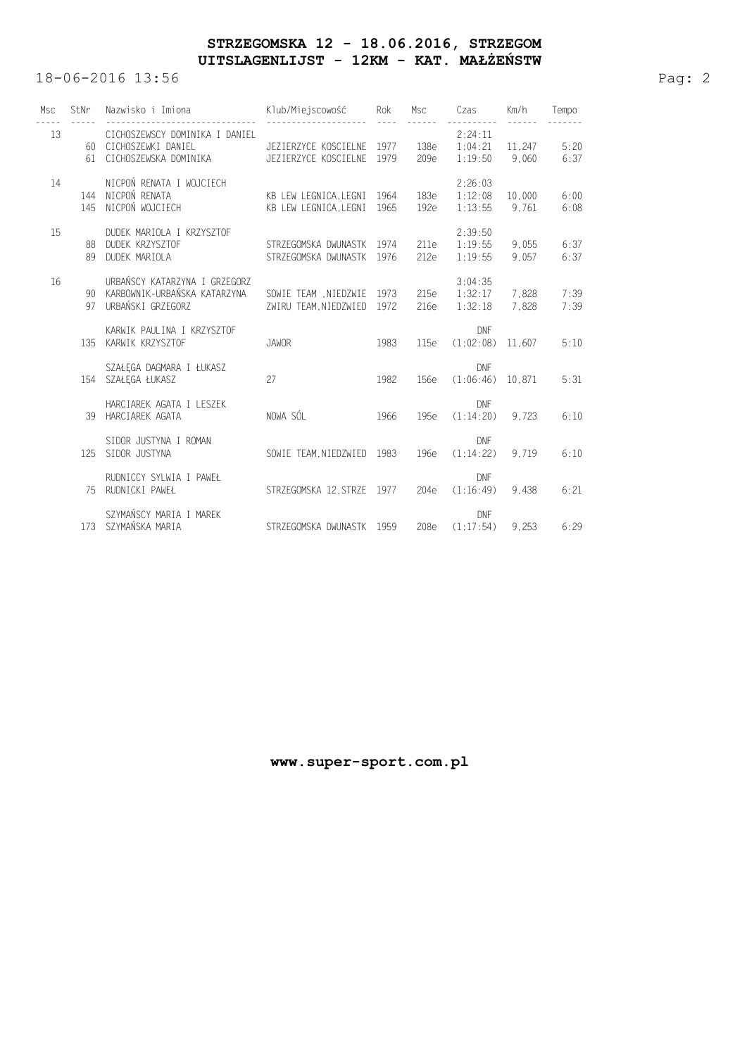# STRZEGOMSKA 12 - 18.06.2016, STRZEGOM
## UITSLAGENLIJST - 12KM - KAT. MAŁŻEŃSTW

18-06-2016 13:56

| Msc | StNr | Nazwisko i Imiona | Klub/Miejscowość | Rok | Msc | Czas | Km/h | Tempo |
|---|---|---|---|---|---|---|---|---|
| 13 | | CICHOSZEWSCY DOMINIKA I DANIEL | | | | 2:24:11 | | |
| | 60 | CICHOSZEWKI DANIEL | JEZIERZYCE KOSCIELNE | 1977 | 138e | 1:04:21 | 11,247 | 5:20 |
| | 61 | CICHOSZEWSKA DOMINIKA | JEZIERZYCE KOSCIELNE | 1979 | 209e | 1:19:50 | 9,060 | 6:37 |
| 14 | | NICPOŃ RENATA I WOJCIECH | | | | 2:26:03 | | |
| | 144 | NICPOŃ RENATA | KB LEW LEGNICA,LEGNI | 1964 | 183e | 1:12:08 | 10,000 | 6:00 |
| | 145 | NICPOŃ WOJCIECH | KB LEW LEGNICA,LEGNI | 1965 | 192e | 1:13:55 | 9,761 | 6:08 |
| 15 | | DUDEK MARIOLA I KRZYSZTOF | | | | 2:39:50 | | |
| | 88 | DUDEK KRZYSZTOF | STRZEGOMSKA DWUNASTK | 1974 | 211e | 1:19:55 | 9,055 | 6:37 |
| | 89 | DUDEK MARIOLA | STRZEGOMSKA DWUNASTK | 1976 | 212e | 1:19:55 | 9,057 | 6:37 |
| 16 | | URBAŃSCY KATARZYNA I GRZEGORZ | | | | 3:04:35 | | |
| | 90 | KARBOWNIK-URBAŃSKA KATARZYNA | SOWIE TEAM ,NIEDZWIE | 1973 | 215e | 1:32:17 | 7,828 | 7:39 |
| | 97 | URBAŃSKI GRZEGORZ | ZWIRU TEAM,NIEDZWIED | 1972 | 216e | 1:32:18 | 7,828 | 7:39 |
| | | KARWIK PAULINA I KRZYSZTOF | | | | DNF | | |
| | 135 | KARWIK KRZYSZTOF | JAWOR | 1983 | 115e | (1:02:08) | 11,607 | 5:10 |
| | | SZAŁĘGA DAGMARA I ŁUKASZ | | | | DNF | | |
| | 154 | SZAŁĘGA ŁUKASZ | 27 | 1982 | 156e | (1:06:46) | 10,871 | 5:31 |
| | | HARCIAREK AGATA I LESZEK | | | | DNF | | |
| | 39 | HARCIAREK AGATA | NOWA SÓL | 1966 | 195e | (1:14:20) | 9,723 | 6:10 |
| | | SIDOR JUSTYNA I ROMAN | | | | DNF | | |
| | 125 | SIDOR JUSTYNA | SOWIE TEAM,NIEDZWIED | 1983 | 196e | (1:14:22) | 9,719 | 6:10 |
| | | RUDNICCY SYLWIA I PAWEŁ | | | | DNF | | |
| | 75 | RUDNICKI PAWEŁ | STRZEGOMSKA 12,STRZE | 1977 | 204e | (1:16:49) | 9,438 | 6:21 |
| | | SZYMAŃSCY MARIA I MAREK | | | | DNF | | |
| | 173 | SZYMAŃSKA MARIA | STRZEGOMSKA DWUNASTK | 1959 | 208e | (1:17:54) | 9,253 | 6:29 |

**www.super-sport.com.pl**